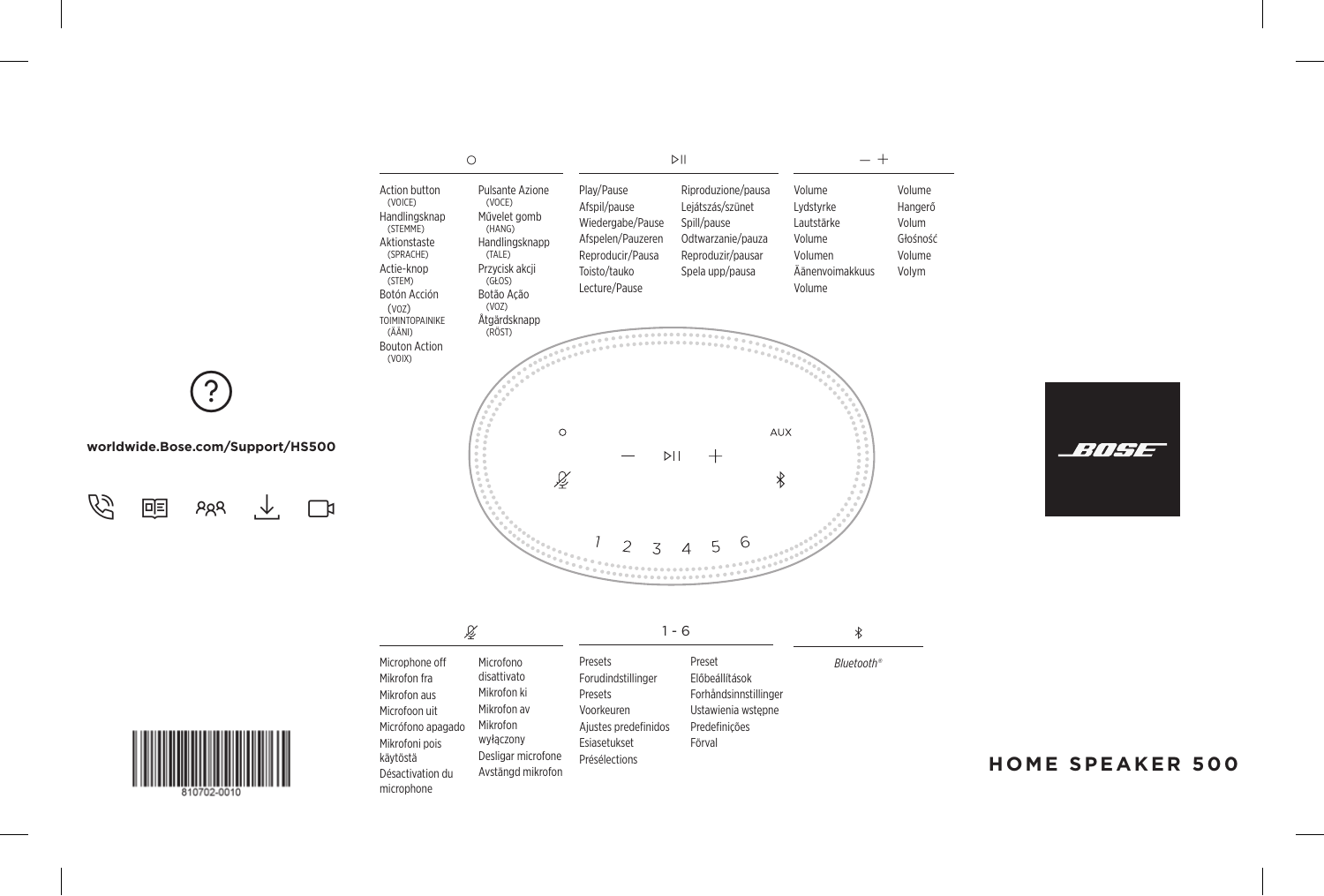# HOME SPEAKER 500

**worldwide.Bose.com/Support/HS500**

## ○

Action button (VOICE)
Handlingsknap (STEMME)
Aktionstaste (SPRACHE)
Actie-knop (STEM)
Botón Acción (VOZ)
TOIMINTOPAINIKE (ÄÄNI)
Bouton Action (VOIX)
Pulsante Azione (VOCE)
Művelet gomb (HANG)
Handlingsknapp (TALE)
Przycisk akcji (GŁOS)
Botão Ação (VOZ)
Åtgärdsknapp (RÖST)

## ▷II

Play/Pause
Afspil/pause
Wiedergabe/Pause
Afspelen/Pauzeren
Reproducir/Pausa
Toisto/tauko
Lecture/Pause
Riproduzione/pausa
Lejátszás/szünet
Spill/pause
Odtwarzanie/pauza
Reproduzir/pausar
Spela upp/pausa

## — +

Volume
Lydstyrke
Lautstärke
Volume
Volumen
Äänenvoimakkuus
Volume
Volume
Hangerő
Volum
Głośność
Volume
Volym

○ AUX

— ▷II +

1 2 3 4 5 6

## Microphone off

Microphone off
Mikrofon fra
Mikrofon aus
Microfoon uit
Micrófono apagado
Mikrofoni pois käytöstä
Désactivation du microphone
Microfono disattivato
Mikrofon ki
Mikrofon av
Mikrofon wyłączony
Desligar microfone
Avstängd mikrofon

## 1 - 6

Presets
Forudindstillinger
Presets
Voorkeuren
Ajustes predefinidos
Esiasetukset
Présélections
Preset
Előbeállítások
Forhåndsinnstillinger
Ustawienia wstępne
Predefinições
Förval

## Bluetooth

*Bluetooth®*

810702-0010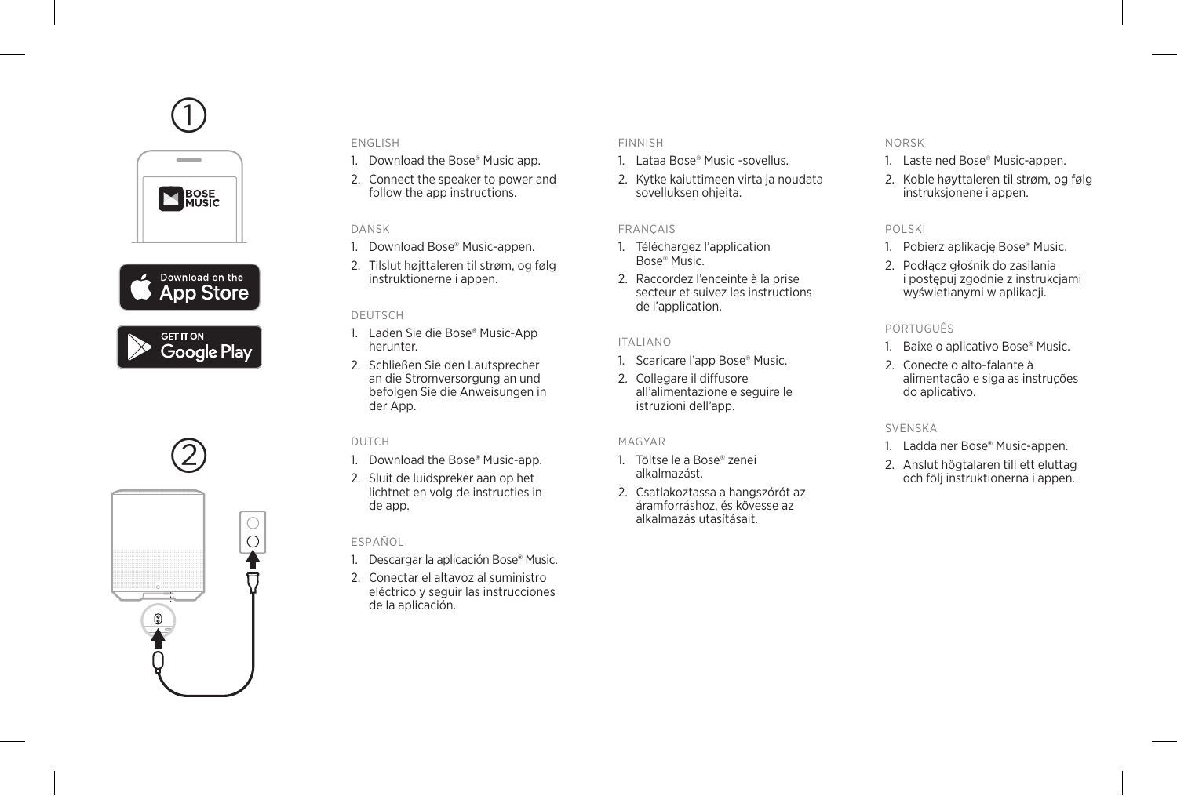①

Download on the App Store

GET IT ON Google Play

②

ENGLISH

1. Download the Bose® Music app.
2. Connect the speaker to power and follow the app instructions.

DANSK

1. Download Bose® Music-appen.
2. Tilslut højttaleren til strøm, og følg instruktionerne i appen.

DEUTSCH

1. Laden Sie die Bose® Music-App herunter.
2. Schließen Sie den Lautsprecher an die Stromversorgung an und befolgen Sie die Anweisungen in der App.

DUTCH

1. Download the Bose® Music-app.
2. Sluit de luidspreker aan op het lichtnet en volg de instructies in de app.

ESPAÑOL

1. Descargar la aplicación Bose® Music.
2. Conectar el altavoz al suministro eléctrico y seguir las instrucciones de la aplicación.

FINNISH

1. Lataa Bose® Music -sovellus.
2. Kytke kaiuttimeen virta ja noudata sovelluksen ohjeita.

FRANÇAIS

1. Téléchargez l'application Bose® Music.
2. Raccordez l'enceinte à la prise secteur et suivez les instructions de l'application.

ITALIANO

1. Scaricare l'app Bose® Music.
2. Collegare il diffusore all'alimentazione e seguire le istruzioni dell'app.

MAGYAR

1. Töltse le a Bose® zenei alkalmazást.
2. Csatlakoztassa a hangszórót az áramforráshoz, és kövesse az alkalmazás utasításait.

NORSK

1. Laste ned Bose® Music-appen.
2. Koble høyttaleren til strøm, og følg instruksjonene i appen.

POLSKI

1. Pobierz aplikację Bose® Music.
2. Podłącz głośnik do zasilania i postępuj zgodnie z instrukcjami wyświetlanymi w aplikacji.

PORTUGUÊS

1. Baixe o aplicativo Bose® Music.
2. Conecte o alto-falante à alimentação e siga as instruções do aplicativo.

SVENSKA

1. Ladda ner Bose® Music-appen.
2. Anslut högtalaren till ett eluttag och följ instruktionerna i appen.